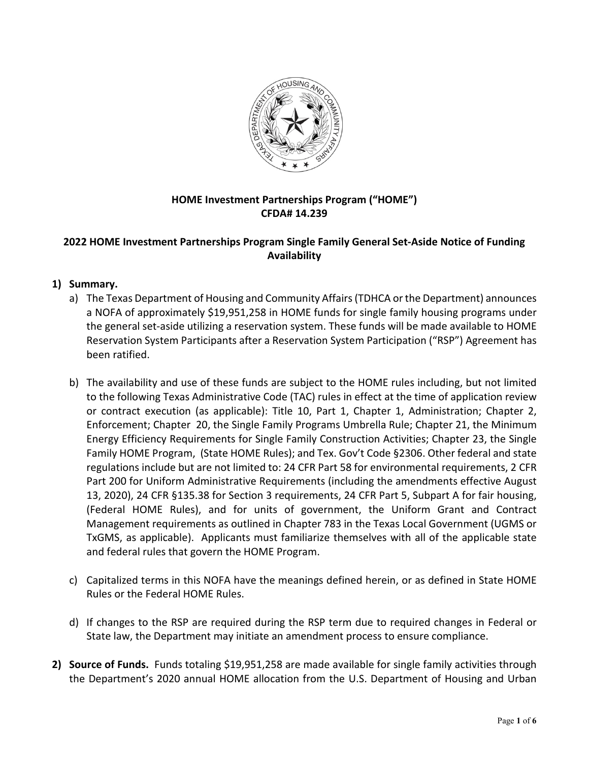**HOME Investment Partnerships Program ("HOME")**
**CFDA# 14.239**

**2022 HOME Investment Partnerships Program Single Family General Set-Aside Notice of Funding Availability**

1) **Summary.**
   a) The Texas Department of Housing and Community Affairs (TDHCA or the Department) announces a NOFA of approximately $19,951,258 in HOME funds for single family housing programs under the general set-aside utilizing a reservation system. These funds will be made available to HOME Reservation System Participants after a Reservation System Participation ("RSP") Agreement has been ratified.

   b) The availability and use of these funds are subject to the HOME rules including, but not limited to the following Texas Administrative Code (TAC) rules in effect at the time of application review or contract execution (as applicable): Title 10, Part 1, Chapter 1, Administration; Chapter 2, Enforcement; Chapter 20, the Single Family Programs Umbrella Rule; Chapter 21, the Minimum Energy Efficiency Requirements for Single Family Construction Activities; Chapter 23, the Single Family HOME Program, (State HOME Rules); and Tex. Gov't Code §2306. Other federal and state regulations include but are not limited to: 24 CFR Part 58 for environmental requirements, 2 CFR Part 200 for Uniform Administrative Requirements (including the amendments effective August 13, 2020), 24 CFR §135.38 for Section 3 requirements, 24 CFR Part 5, Subpart A for fair housing, (Federal HOME Rules), and for units of government, the Uniform Grant and Contract Management requirements as outlined in Chapter 783 in the Texas Local Government (UGMS or TxGMS, as applicable). Applicants must familiarize themselves with all of the applicable state and federal rules that govern the HOME Program.

   c) Capitalized terms in this NOFA have the meanings defined herein, or as defined in State HOME Rules or the Federal HOME Rules.

   d) If changes to the RSP are required during the RSP term due to required changes in Federal or State law, the Department may initiate an amendment process to ensure compliance.

2) **Source of Funds.** Funds totaling $19,951,258 are made available for single family activities through the Department's 2020 annual HOME allocation from the U.S. Department of Housing and Urban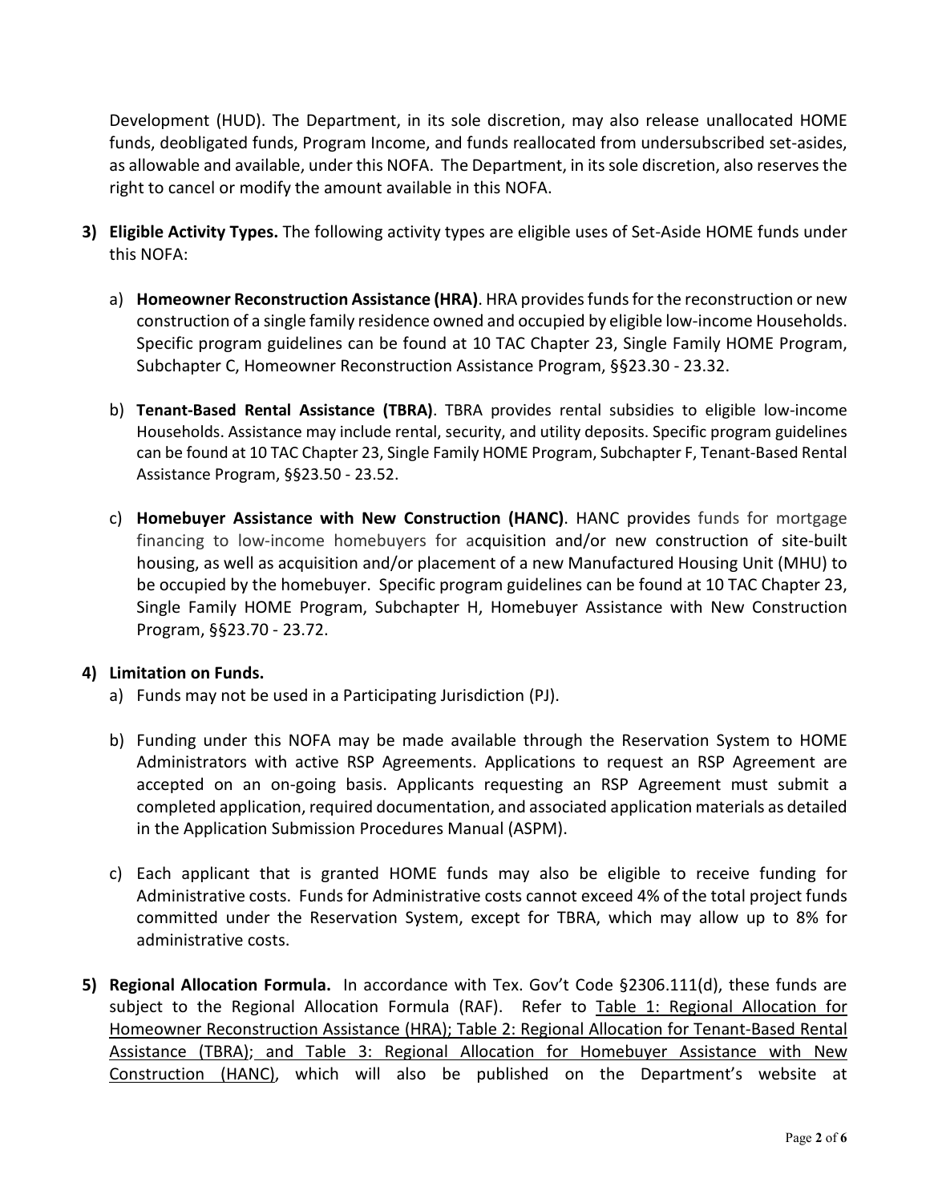Development (HUD). The Department, in its sole discretion, may also release unallocated HOME funds, deobligated funds, Program Income, and funds reallocated from undersubscribed set-asides, as allowable and available, under this NOFA. The Department, in its sole discretion, also reserves the right to cancel or modify the amount available in this NOFA.

3) **Eligible Activity Types.** The following activity types are eligible uses of Set-Aside HOME funds under this NOFA:

   a) **Homeowner Reconstruction Assistance (HRA)**. HRA provides funds for the reconstruction or new construction of a single family residence owned and occupied by eligible low-income Households. Specific program guidelines can be found at 10 TAC Chapter 23, Single Family HOME Program, Subchapter C, Homeowner Reconstruction Assistance Program, §§23.30 - 23.32.

   b) **Tenant-Based Rental Assistance (TBRA)**. TBRA provides rental subsidies to eligible low-income Households. Assistance may include rental, security, and utility deposits. Specific program guidelines can be found at 10 TAC Chapter 23, Single Family HOME Program, Subchapter F, Tenant-Based Rental Assistance Program, §§23.50 - 23.52.

   c) **Homebuyer Assistance with New Construction (HANC)**. HANC provides funds for mortgage financing to low-income homebuyers for acquisition and/or new construction of site-built housing, as well as acquisition and/or placement of a new Manufactured Housing Unit (MHU) to be occupied by the homebuyer. Specific program guidelines can be found at 10 TAC Chapter 23, Single Family HOME Program, Subchapter H, Homebuyer Assistance with New Construction Program, §§23.70 - 23.72.

4) **Limitation on Funds.**

   a) Funds may not be used in a Participating Jurisdiction (PJ).

   b) Funding under this NOFA may be made available through the Reservation System to HOME Administrators with active RSP Agreements. Applications to request an RSP Agreement are accepted on an on-going basis. Applicants requesting an RSP Agreement must submit a completed application, required documentation, and associated application materials as detailed in the Application Submission Procedures Manual (ASPM).

   c) Each applicant that is granted HOME funds may also be eligible to receive funding for Administrative costs. Funds for Administrative costs cannot exceed 4% of the total project funds committed under the Reservation System, except for TBRA, which may allow up to 8% for administrative costs.

5) **Regional Allocation Formula.** In accordance with Tex. Gov't Code §2306.111(d), these funds are subject to the Regional Allocation Formula (RAF). Refer to Table 1: Regional Allocation for Homeowner Reconstruction Assistance (HRA); Table 2: Regional Allocation for Tenant-Based Rental Assistance (TBRA); and Table 3: Regional Allocation for Homebuyer Assistance with New Construction (HANC), which will also be published on the Department's website at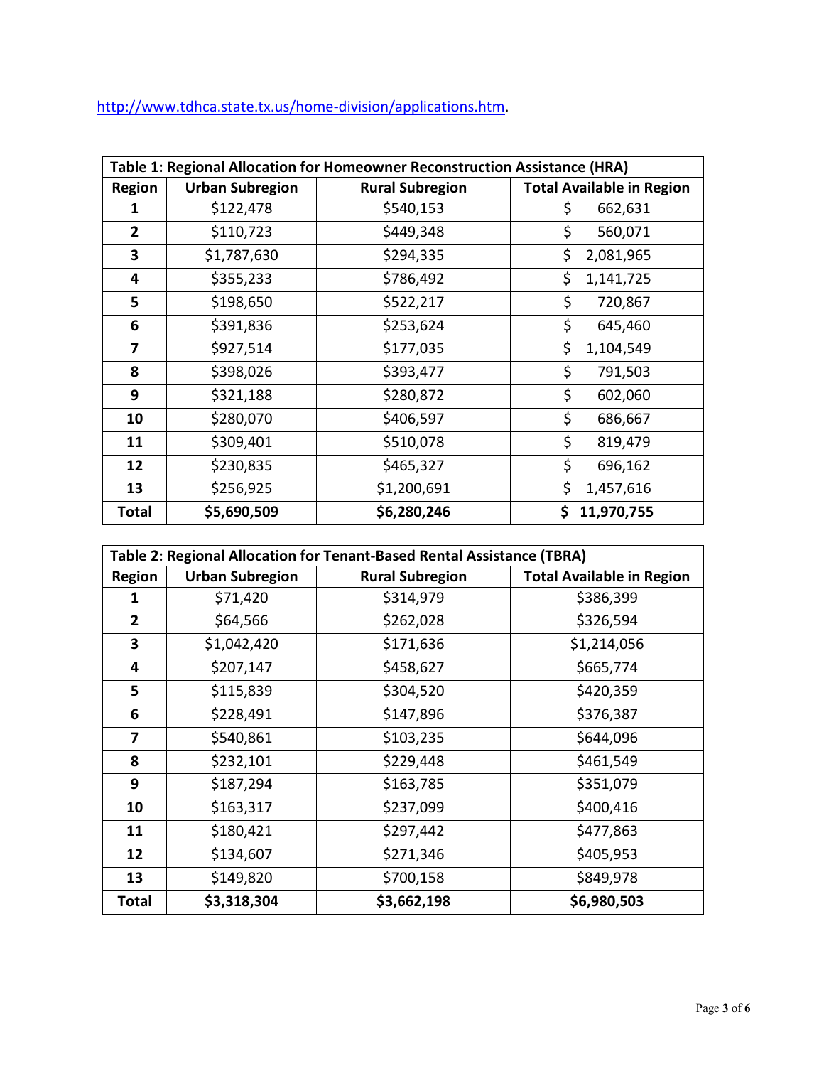http://www.tdhca.state.tx.us/home-division/applications.htm.

| Table 1: Regional Allocation for Homeowner Reconstruction Assistance (HRA) | | | |
|---|---|---|---|
| **Region** | **Urban Subregion** | **Rural Subregion** | **Total Available in Region** |
| **1** | $122,478 | $540,153 | $ 662,631 |
| **2** | $110,723 | $449,348 | $ 560,071 |
| **3** | $1,787,630 | $294,335 | $ 2,081,965 |
| **4** | $355,233 | $786,492 | $ 1,141,725 |
| **5** | $198,650 | $522,217 | $ 720,867 |
| **6** | $391,836 | $253,624 | $ 645,460 |
| **7** | $927,514 | $177,035 | $ 1,104,549 |
| **8** | $398,026 | $393,477 | $ 791,503 |
| **9** | $321,188 | $280,872 | $ 602,060 |
| **10** | $280,070 | $406,597 | $ 686,667 |
| **11** | $309,401 | $510,078 | $ 819,479 |
| **12** | $230,835 | $465,327 | $ 696,162 |
| **13** | $256,925 | $1,200,691 | $ 1,457,616 |
| **Total** | **$5,690,509** | **$6,280,246** | **$ 11,970,755** |

| Table 2: Regional Allocation for Tenant-Based Rental Assistance (TBRA) | | | |
|---|---|---|---|
| **Region** | **Urban Subregion** | **Rural Subregion** | **Total Available in Region** |
| **1** | $71,420 | $314,979 | $386,399 |
| **2** | $64,566 | $262,028 | $326,594 |
| **3** | $1,042,420 | $171,636 | $1,214,056 |
| **4** | $207,147 | $458,627 | $665,774 |
| **5** | $115,839 | $304,520 | $420,359 |
| **6** | $228,491 | $147,896 | $376,387 |
| **7** | $540,861 | $103,235 | $644,096 |
| **8** | $232,101 | $229,448 | $461,549 |
| **9** | $187,294 | $163,785 | $351,079 |
| **10** | $163,317 | $237,099 | $400,416 |
| **11** | $180,421 | $297,442 | $477,863 |
| **12** | $134,607 | $271,346 | $405,953 |
| **13** | $149,820 | $700,158 | $849,978 |
| **Total** | **$3,318,304** | **$3,662,198** | **$6,980,503** |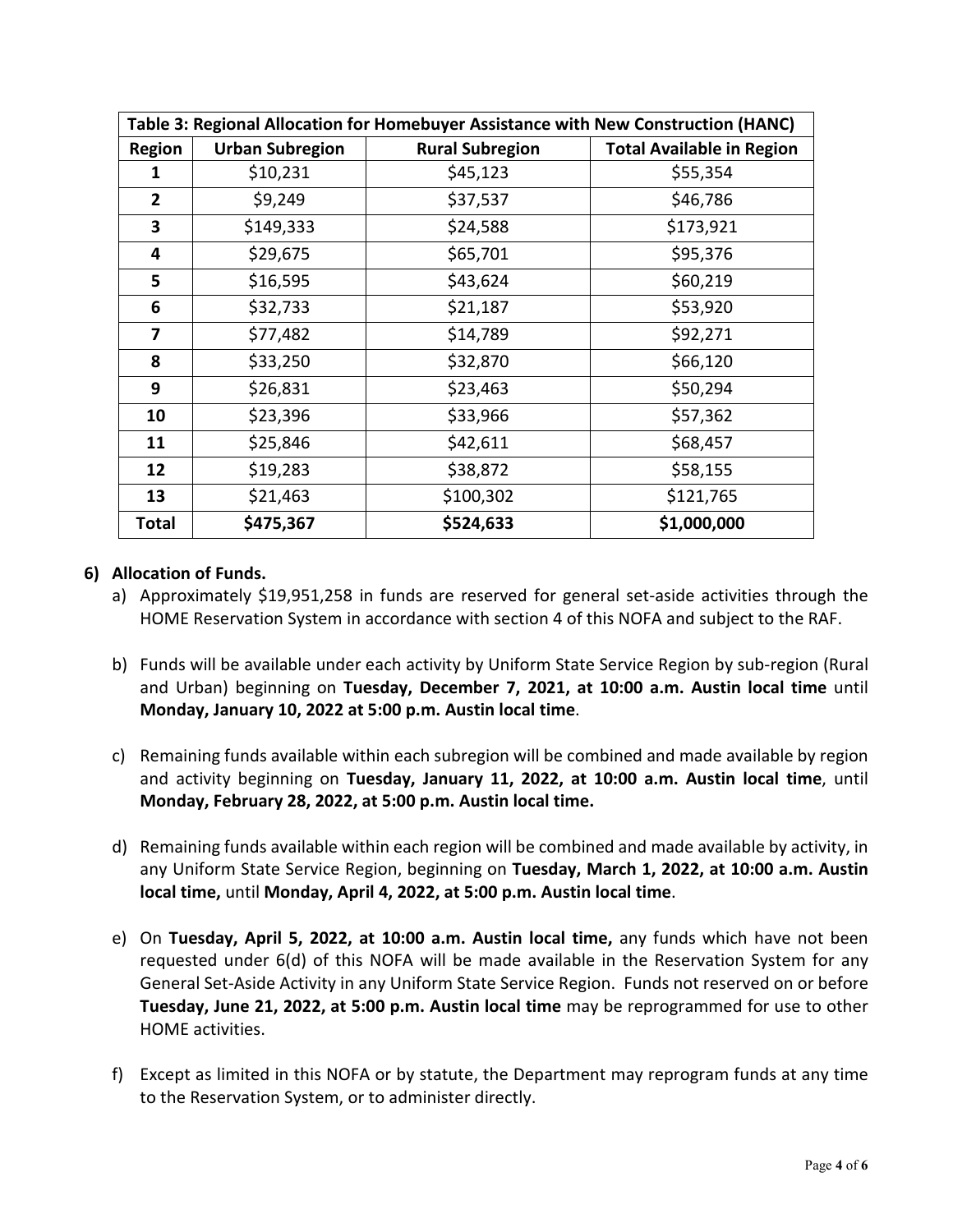| Table 3: Regional Allocation for Homebuyer Assistance with New Construction (HANC) | | | |
|---|---|---|---|
| **Region** | **Urban Subregion** | **Rural Subregion** | **Total Available in Region** |
| **1** | $10,231 | $45,123 | $55,354 |
| **2** | $9,249 | $37,537 | $46,786 |
| **3** | $149,333 | $24,588 | $173,921 |
| **4** | $29,675 | $65,701 | $95,376 |
| **5** | $16,595 | $43,624 | $60,219 |
| **6** | $32,733 | $21,187 | $53,920 |
| **7** | $77,482 | $14,789 | $92,271 |
| **8** | $33,250 | $32,870 | $66,120 |
| **9** | $26,831 | $23,463 | $50,294 |
| **10** | $23,396 | $33,966 | $57,362 |
| **11** | $25,846 | $42,611 | $68,457 |
| **12** | $19,283 | $38,872 | $58,155 |
| **13** | $21,463 | $100,302 | $121,765 |
| **Total** | **$475,367** | **$524,633** | **$1,000,000** |

**6) Allocation of Funds.**

a) Approximately $19,951,258 in funds are reserved for general set-aside activities through the HOME Reservation System in accordance with section 4 of this NOFA and subject to the RAF.

b) Funds will be available under each activity by Uniform State Service Region by sub-region (Rural and Urban) beginning on **Tuesday, December 7, 2021, at 10:00 a.m. Austin local time** until **Monday, January 10, 2022 at 5:00 p.m. Austin local time**.

c) Remaining funds available within each subregion will be combined and made available by region and activity beginning on **Tuesday, January 11, 2022, at 10:00 a.m. Austin local time**, until **Monday, February 28, 2022, at 5:00 p.m. Austin local time.**

d) Remaining funds available within each region will be combined and made available by activity, in any Uniform State Service Region, beginning on **Tuesday, March 1, 2022, at 10:00 a.m. Austin local time,** until **Monday, April 4, 2022, at 5:00 p.m. Austin local time**.

e) On **Tuesday, April 5, 2022, at 10:00 a.m. Austin local time,** any funds which have not been requested under 6(d) of this NOFA will be made available in the Reservation System for any General Set-Aside Activity in any Uniform State Service Region. Funds not reserved on or before **Tuesday, June 21, 2022, at 5:00 p.m. Austin local time** may be reprogrammed for use to other HOME activities.

f) Except as limited in this NOFA or by statute, the Department may reprogram funds at any time to the Reservation System, or to administer directly.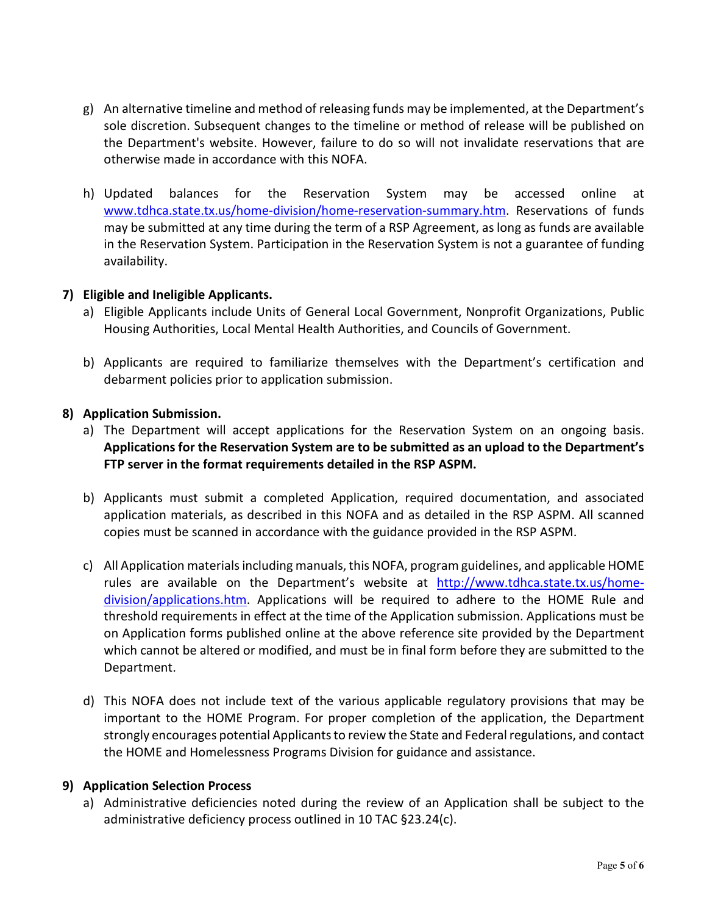g) An alternative timeline and method of releasing funds may be implemented, at the Department's sole discretion. Subsequent changes to the timeline or method of release will be published on the Department's website. However, failure to do so will not invalidate reservations that are otherwise made in accordance with this NOFA.

h) Updated balances for the Reservation System may be accessed online at [www.tdhca.state.tx.us/home-division/home-reservation-summary.htm](http://www.tdhca.state.tx.us/home-division/home-reservation-summary.htm). Reservations of funds may be submitted at any time during the term of a RSP Agreement, as long as funds are available in the Reservation System. Participation in the Reservation System is not a guarantee of funding availability.

**7) Eligible and Ineligible Applicants.**

a) Eligible Applicants include Units of General Local Government, Nonprofit Organizations, Public Housing Authorities, Local Mental Health Authorities, and Councils of Government.

b) Applicants are required to familiarize themselves with the Department's certification and debarment policies prior to application submission.

**8) Application Submission.**

a) The Department will accept applications for the Reservation System on an ongoing basis. **Applications for the Reservation System are to be submitted as an upload to the Department's FTP server in the format requirements detailed in the RSP ASPM.**

b) Applicants must submit a completed Application, required documentation, and associated application materials, as described in this NOFA and as detailed in the RSP ASPM. All scanned copies must be scanned in accordance with the guidance provided in the RSP ASPM.

c) All Application materials including manuals, this NOFA, program guidelines, and applicable HOME rules are available on the Department's website at [http://www.tdhca.state.tx.us/home-division/applications.htm](http://www.tdhca.state.tx.us/home-division/applications.htm). Applications will be required to adhere to the HOME Rule and threshold requirements in effect at the time of the Application submission. Applications must be on Application forms published online at the above reference site provided by the Department which cannot be altered or modified, and must be in final form before they are submitted to the Department.

d) This NOFA does not include text of the various applicable regulatory provisions that may be important to the HOME Program. For proper completion of the application, the Department strongly encourages potential Applicants to review the State and Federal regulations, and contact the HOME and Homelessness Programs Division for guidance and assistance.

**9) Application Selection Process**

a) Administrative deficiencies noted during the review of an Application shall be subject to the administrative deficiency process outlined in 10 TAC §23.24(c).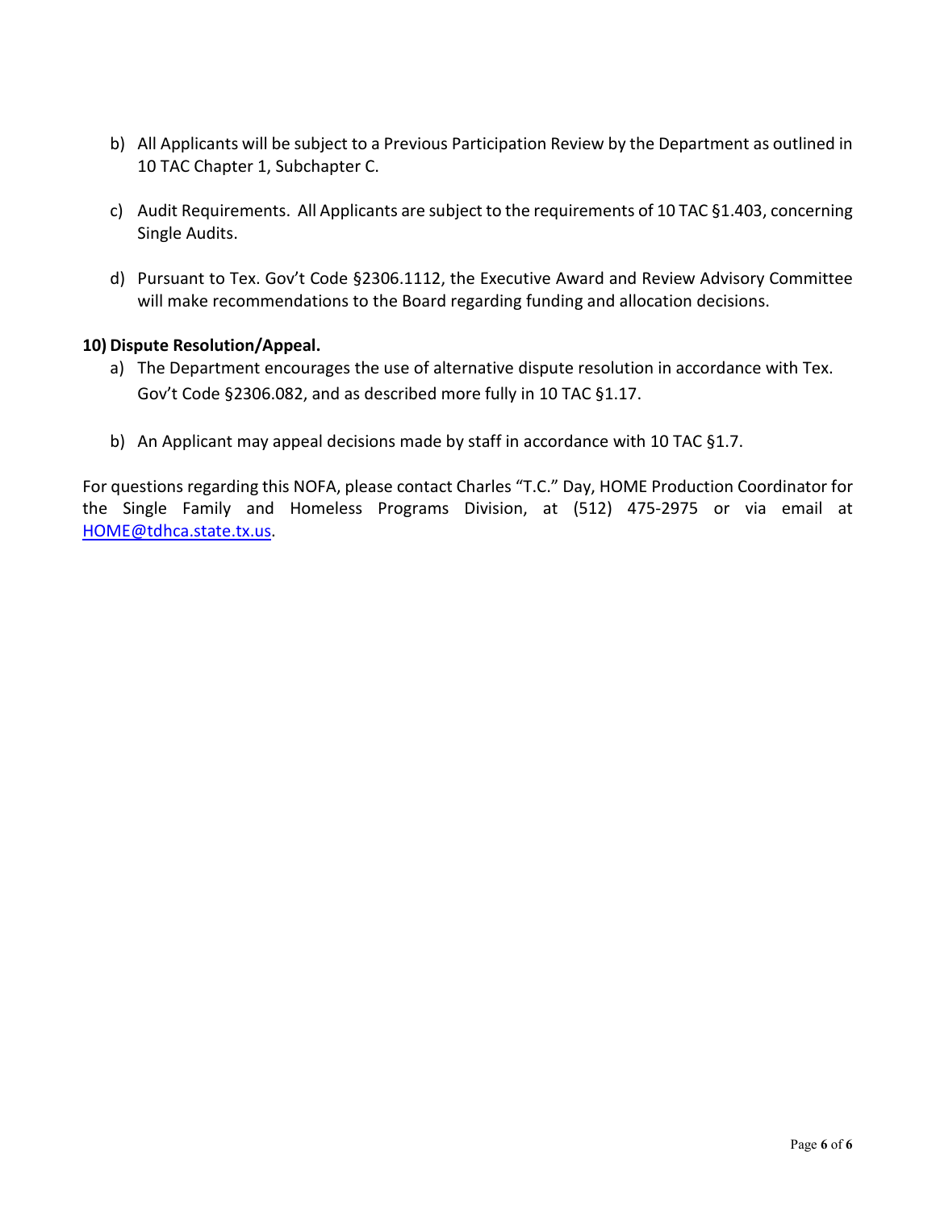b) All Applicants will be subject to a Previous Participation Review by the Department as outlined in 10 TAC Chapter 1, Subchapter C.

c) Audit Requirements. All Applicants are subject to the requirements of 10 TAC §1.403, concerning Single Audits.

d) Pursuant to Tex. Gov't Code §2306.1112, the Executive Award and Review Advisory Committee will make recommendations to the Board regarding funding and allocation decisions.

**10) Dispute Resolution/Appeal.**

a) The Department encourages the use of alternative dispute resolution in accordance with Tex. Gov't Code §2306.082, and as described more fully in 10 TAC §1.17.

b) An Applicant may appeal decisions made by staff in accordance with 10 TAC §1.7.

For questions regarding this NOFA, please contact Charles "T.C." Day, HOME Production Coordinator for the Single Family and Homeless Programs Division, at (512) 475-2975 or via email at HOME@tdhca.state.tx.us.